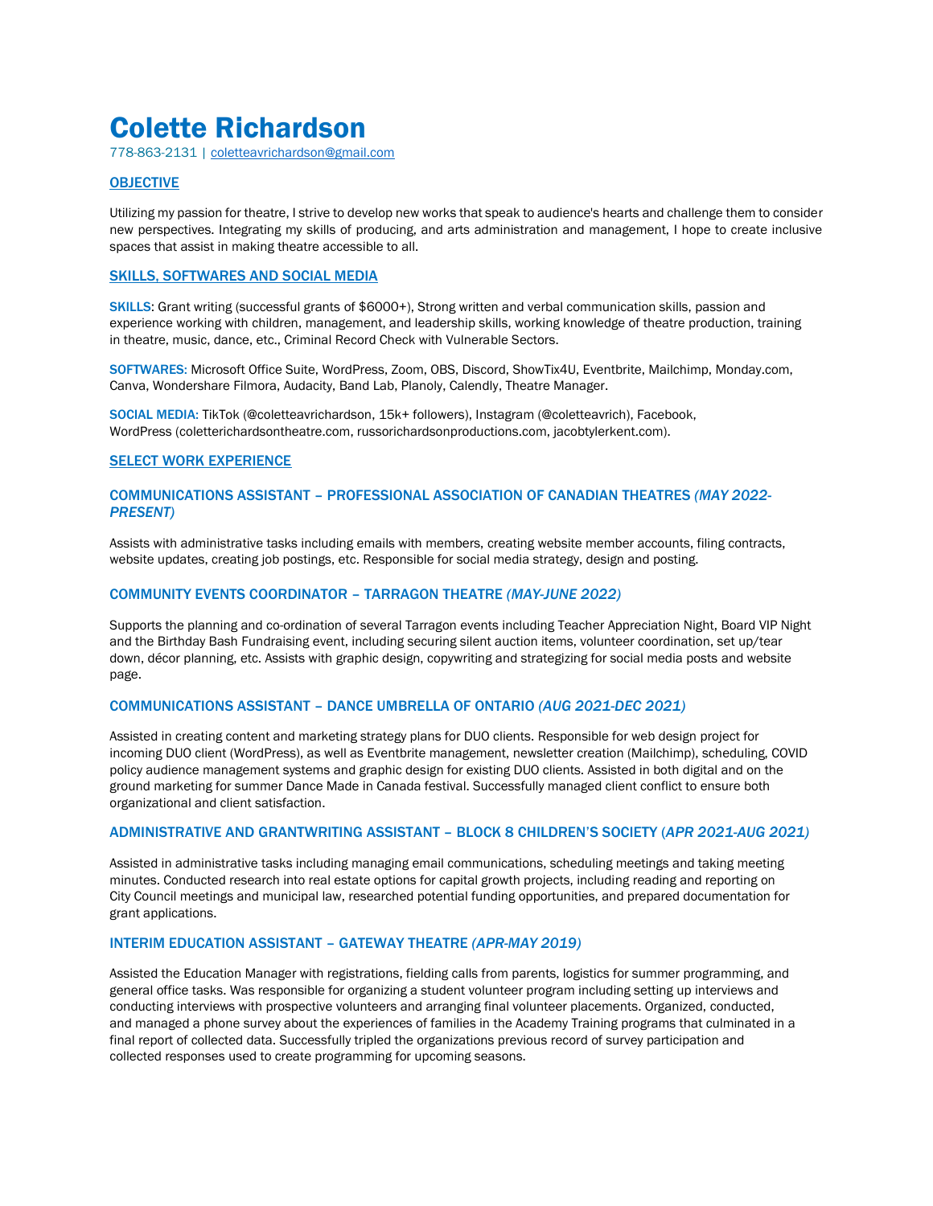# Colette Richardson

778-863-2131 | coletteavrichardson@gmail.com

## OBJECTIVE

Utilizing my passion for theatre, I strive to develop new works that speak to audience's hearts and challenge them to consider new perspectives. Integrating my skills of producing, and arts administration and management, I hope to create inclusive spaces that assist in making theatre accessible to all.

## SKILLS, SOFTWARES AND SOCIAL MEDIA

**SKILLS**: Grant writing (successful grants of $6000+), Strong written and verbal communication skills, passion and experience working with children, management, and leadership skills, working knowledge of theatre production, training in theatre, music, dance, etc., Criminal Record Check with Vulnerable Sectors.

**SOFTWARES**: Microsoft Office Suite, WordPress, Zoom, OBS, Discord, ShowTix4U, Eventbrite, Mailchimp, Monday.com, Canva, Wondershare Filmora, Audacity, Band Lab, Planoly, Calendly, Theatre Manager.

**SOCIAL MEDIA**: TikTok (@coletteavrichardson, 15k+ followers), Instagram (@coletteavrich), Facebook, WordPress (coletterichardsontheatre.com, russorichardsonproductions.com, jacobtylerkent.com).

## SELECT WORK EXPERIENCE

### COMMUNICATIONS ASSISTANT – PROFESSIONAL ASSOCIATION OF CANADIAN THEATRES *(MAY 2022-PRESENT)*

Assists with administrative tasks including emails with members, creating website member accounts, filing contracts, website updates, creating job postings, etc. Responsible for social media strategy, design and posting.

### COMMUNITY EVENTS COORDINATOR – TARRAGON THEATRE *(MAY-JUNE 2022)*

Supports the planning and co-ordination of several Tarragon events including Teacher Appreciation Night, Board VIP Night and the Birthday Bash Fundraising event, including securing silent auction items, volunteer coordination, set up/tear down, décor planning, etc. Assists with graphic design, copywriting and strategizing for social media posts and website page.

### COMMUNICATIONS ASSISTANT – DANCE UMBRELLA OF ONTARIO *(AUG 2021-DEC 2021)*

Assisted in creating content and marketing strategy plans for DUO clients. Responsible for web design project for incoming DUO client (WordPress), as well as Eventbrite management, newsletter creation (Mailchimp), scheduling, COVID policy audience management systems and graphic design for existing DUO clients. Assisted in both digital and on the ground marketing for summer Dance Made in Canada festival. Successfully managed client conflict to ensure both organizational and client satisfaction.

### ADMINISTRATIVE AND GRANTWRITING ASSISTANT – BLOCK 8 CHILDREN'S SOCIETY (*APR 2021-AUG 2021*)

Assisted in administrative tasks including managing email communications, scheduling meetings and taking meeting minutes. Conducted research into real estate options for capital growth projects, including reading and reporting on City Council meetings and municipal law, researched potential funding opportunities, and prepared documentation for grant applications.

### INTERIM EDUCATION ASSISTANT – GATEWAY THEATRE *(APR-MAY 2019)*

Assisted the Education Manager with registrations, fielding calls from parents, logistics for summer programming, and general office tasks. Was responsible for organizing a student volunteer program including setting up interviews and conducting interviews with prospective volunteers and arranging final volunteer placements. Organized, conducted, and managed a phone survey about the experiences of families in the Academy Training programs that culminated in a final report of collected data. Successfully tripled the organizations previous record of survey participation and collected responses used to create programming for upcoming seasons.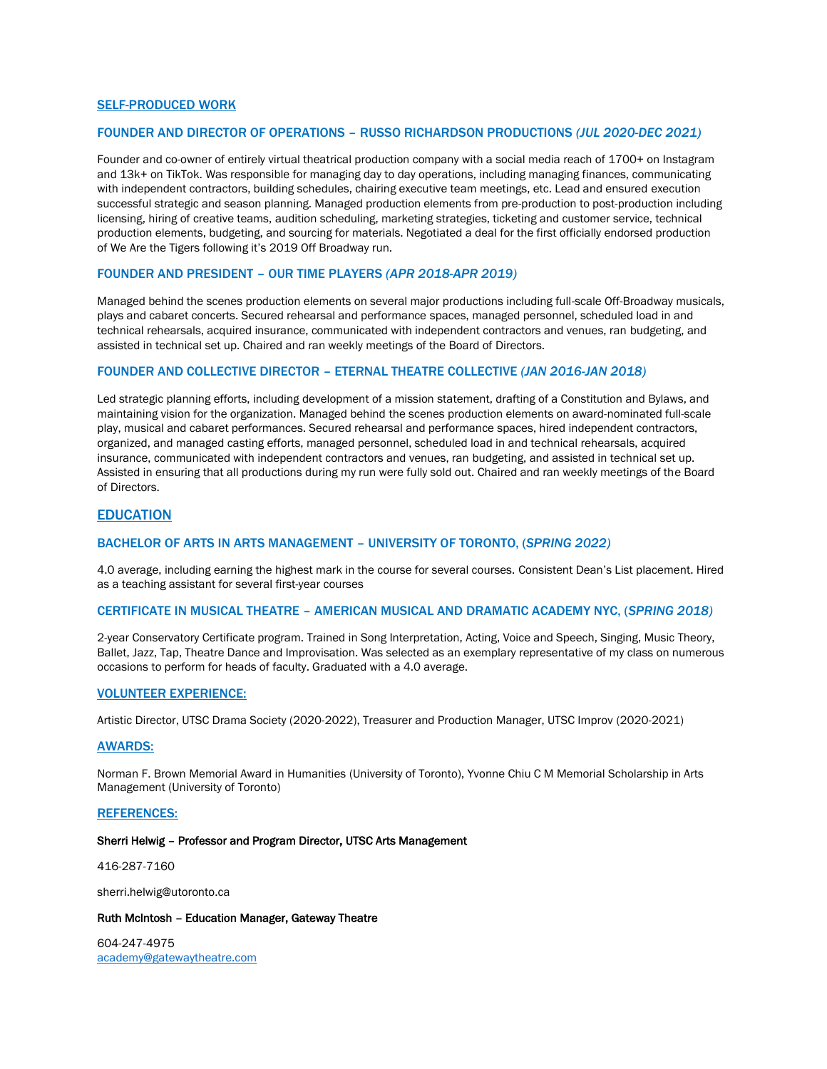## SELF-PRODUCED WORK

### FOUNDER AND DIRECTOR OF OPERATIONS – RUSSO RICHARDSON PRODUCTIONS *(JUL 2020-DEC 2021)*

Founder and co-owner of entirely virtual theatrical production company with a social media reach of 1700+ on Instagram and 13k+ on TikTok. Was responsible for managing day to day operations, including managing finances, communicating with independent contractors, building schedules, chairing executive team meetings, etc. Lead and ensured execution successful strategic and season planning. Managed production elements from pre-production to post-production including licensing, hiring of creative teams, audition scheduling, marketing strategies, ticketing and customer service, technical production elements, budgeting, and sourcing for materials. Negotiated a deal for the first officially endorsed production of We Are the Tigers following it's 2019 Off Broadway run.

### FOUNDER AND PRESIDENT – OUR TIME PLAYERS *(APR 2018-APR 2019)*

Managed behind the scenes production elements on several major productions including full-scale Off-Broadway musicals, plays and cabaret concerts. Secured rehearsal and performance spaces, managed personnel, scheduled load in and technical rehearsals, acquired insurance, communicated with independent contractors and venues, ran budgeting, and assisted in technical set up. Chaired and ran weekly meetings of the Board of Directors.

### FOUNDER AND COLLECTIVE DIRECTOR – ETERNAL THEATRE COLLECTIVE *(JAN 2016-JAN 2018)*

Led strategic planning efforts, including development of a mission statement, drafting of a Constitution and Bylaws, and maintaining vision for the organization. Managed behind the scenes production elements on award-nominated full-scale play, musical and cabaret performances. Secured rehearsal and performance spaces, hired independent contractors, organized, and managed casting efforts, managed personnel, scheduled load in and technical rehearsals, acquired insurance, communicated with independent contractors and venues, ran budgeting, and assisted in technical set up. Assisted in ensuring that all productions during my run were fully sold out. Chaired and ran weekly meetings of the Board of Directors.

## EDUCATION

### BACHELOR OF ARTS IN ARTS MANAGEMENT – UNIVERSITY OF TORONTO, (*SPRING 2022)*

4.0 average, including earning the highest mark in the course for several courses. Consistent Dean's List placement. Hired as a teaching assistant for several first-year courses

### CERTIFICATE IN MUSICAL THEATRE – AMERICAN MUSICAL AND DRAMATIC ACADEMY NYC, (*SPRING 2018)*

2-year Conservatory Certificate program. Trained in Song Interpretation, Acting, Voice and Speech, Singing, Music Theory, Ballet, Jazz, Tap, Theatre Dance and Improvisation. Was selected as an exemplary representative of my class on numerous occasions to perform for heads of faculty. Graduated with a 4.0 average.

## VOLUNTEER EXPERIENCE:

Artistic Director, UTSC Drama Society (2020-2022), Treasurer and Production Manager, UTSC Improv (2020-2021)

## AWARDS:

Norman F. Brown Memorial Award in Humanities (University of Toronto), Yvonne Chiu C M Memorial Scholarship in Arts Management (University of Toronto)

## REFERENCES:

**Sherri Helwig – Professor and Program Director, UTSC Arts Management**

416-287-7160

sherri.helwig@utoronto.ca

**Ruth McIntosh – Education Manager, Gateway Theatre**

604-247-4975
academy@gatewaytheatre.com